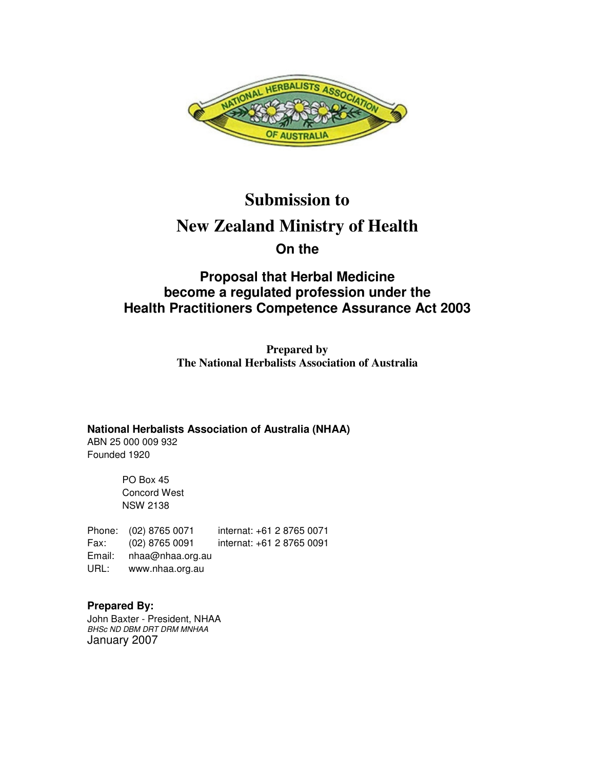# Submission to

# New Zealand Ministry of Health

## On the

## Proposal that Herbal Medicine become a regulated profession under the Health Practitioners Competence Assurance Act 2003

**Prepared by**
**The National Herbalists Association of Australia**

**National Herbalists Association of Australia (NHAA)**
ABN 25 000 009 932
Founded 1920

PO Box 45
Concord West
NSW 2138

Phone: (02) 8765 0071 internat: +61 2 8765 0071
Fax: (02) 8765 0091 internat: +61 2 8765 0091
Email: nhaa@nhaa.org.au
URL: www.nhaa.org.au

**Prepared By:**
John Baxter - President, NHAA
*BHSc ND DBM DRT DRM MNHAA*
January 2007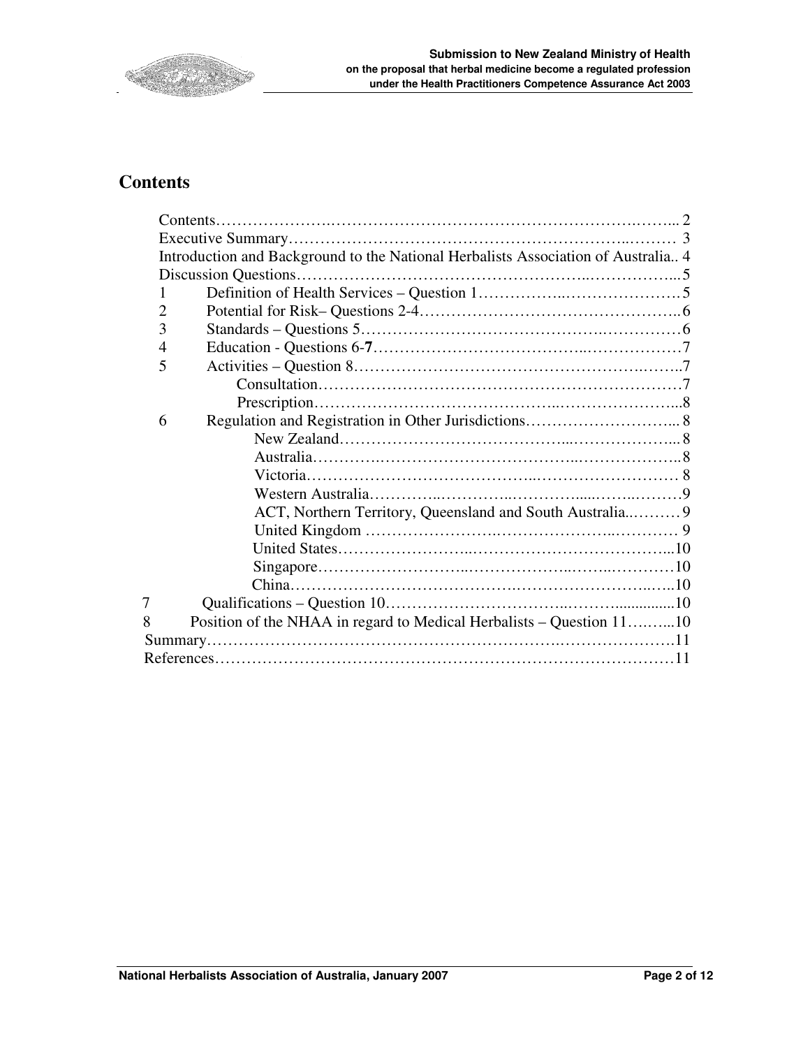## Contents

Contents........................................................................................ 2
Executive Summary.......................................................................... 3
Introduction and Background to the National Herbalists Association of Australia.. 4
Discussion Questions........................................................................ 5

1. Definition of Health Services – Question 1............................................ 5
2. Potential for Risk– Questions 2-4........................................................ 6
3. Standards – Questions 5................................................................... 6
4. Education - Questions 6-**7**.............................................................. 7
5. Activities – Question 8...................................................................... 7
   - Consultation.............................................................................. 7
   - Prescription............................................................................... 8
6. Regulation and Registration in Other Jurisdictions.................................. 8
   - New Zealand......................................................................... 8
   - Australia.............................................................................. 8
   - Victoria............................................................................... 8
   - Western Australia................................................................. 9
   - ACT, Northern Territory, Queensland and South Australia.......... 9
   - United Kingdom .................................................................... 9
   - United States........................................................................ 10
   - Singapore............................................................................ 10
   - China.................................................................................. 10
7. Qualifications – Question 10................................................................ 10
8. Position of the NHAA in regard to Medical Herbalists – Question 11.......... 10

Summary............................................................................................ 11
References......................................................................................... 11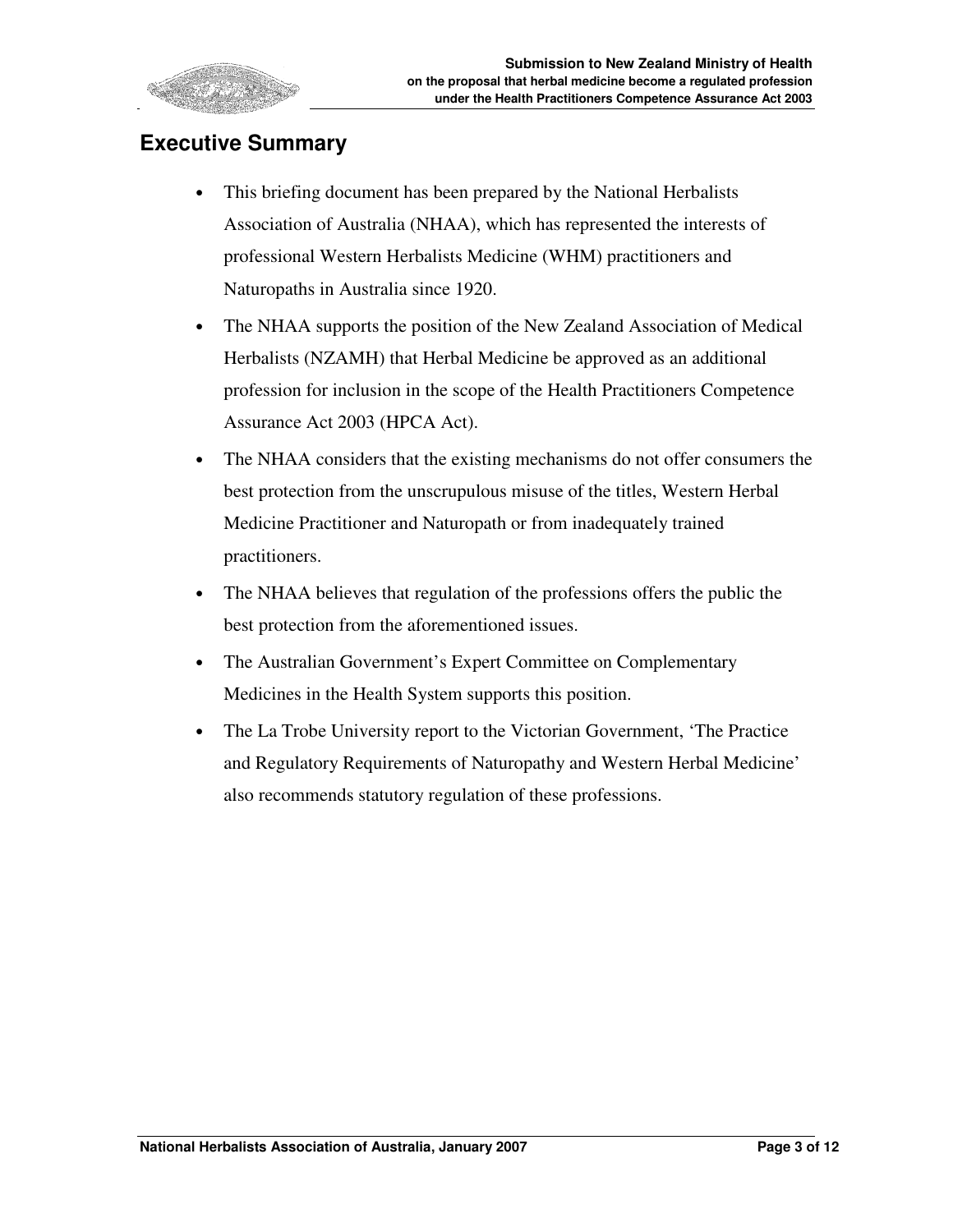## Executive Summary

- This briefing document has been prepared by the National Herbalists Association of Australia (NHAA), which has represented the interests of professional Western Herbalists Medicine (WHM) practitioners and Naturopaths in Australia since 1920.
- The NHAA supports the position of the New Zealand Association of Medical Herbalists (NZAMH) that Herbal Medicine be approved as an additional profession for inclusion in the scope of the Health Practitioners Competence Assurance Act 2003 (HPCA Act).
- The NHAA considers that the existing mechanisms do not offer consumers the best protection from the unscrupulous misuse of the titles, Western Herbal Medicine Practitioner and Naturopath or from inadequately trained practitioners.
- The NHAA believes that regulation of the professions offers the public the best protection from the aforementioned issues.
- The Australian Government's Expert Committee on Complementary Medicines in the Health System supports this position.
- The La Trobe University report to the Victorian Government, 'The Practice and Regulatory Requirements of Naturopathy and Western Herbal Medicine' also recommends statutory regulation of these professions.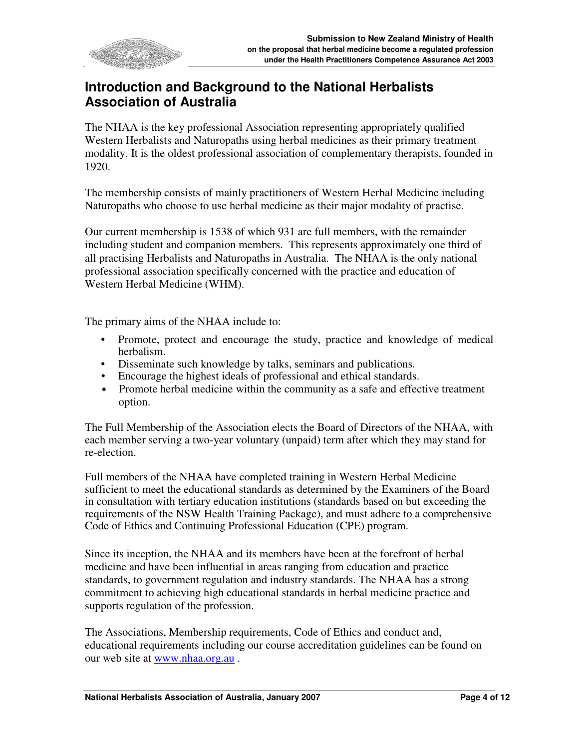## Introduction and Background to the National Herbalists Association of Australia

The NHAA is the key professional Association representing appropriately qualified Western Herbalists and Naturopaths using herbal medicines as their primary treatment modality. It is the oldest professional association of complementary therapists, founded in 1920.

The membership consists of mainly practitioners of Western Herbal Medicine including Naturopaths who choose to use herbal medicine as their major modality of practise.

Our current membership is 1538 of which 931 are full members, with the remainder including student and companion members. This represents approximately one third of all practising Herbalists and Naturopaths in Australia. The NHAA is the only national professional association specifically concerned with the practice and education of Western Herbal Medicine (WHM).

The primary aims of the NHAA include to:

- Promote, protect and encourage the study, practice and knowledge of medical herbalism.
- Disseminate such knowledge by talks, seminars and publications.
- Encourage the highest ideals of professional and ethical standards.
- Promote herbal medicine within the community as a safe and effective treatment option.

The Full Membership of the Association elects the Board of Directors of the NHAA, with each member serving a two-year voluntary (unpaid) term after which they may stand for re-election.

Full members of the NHAA have completed training in Western Herbal Medicine sufficient to meet the educational standards as determined by the Examiners of the Board in consultation with tertiary education institutions (standards based on but exceeding the requirements of the NSW Health Training Package), and must adhere to a comprehensive Code of Ethics and Continuing Professional Education (CPE) program.

Since its inception, the NHAA and its members have been at the forefront of herbal medicine and have been influential in areas ranging from education and practice standards, to government regulation and industry standards. The NHAA has a strong commitment to achieving high educational standards in herbal medicine practice and supports regulation of the profession.

The Associations, Membership requirements, Code of Ethics and conduct and, educational requirements including our course accreditation guidelines can be found on our web site at www.nhaa.org.au .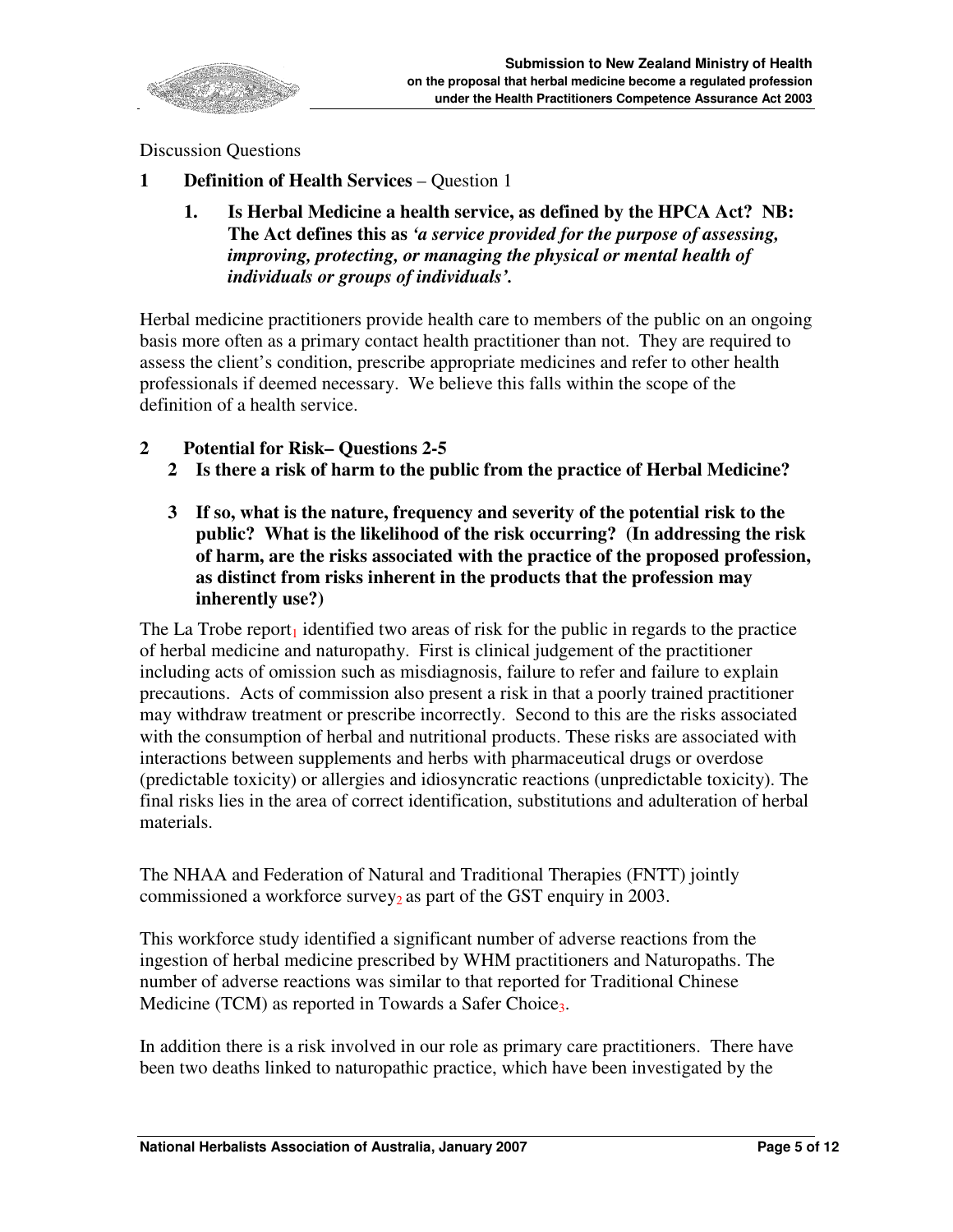Discussion Questions

## 1 Definition of Health Services – Question 1

**1. Is Herbal Medicine a health service, as defined by the HPCA Act? NB: The Act defines this as *'a service provided for the purpose of assessing, improving, protecting, or managing the physical or mental health of individuals or groups of individuals'*.**

Herbal medicine practitioners provide health care to members of the public on an ongoing basis more often as a primary contact health practitioner than not. They are required to assess the client's condition, prescribe appropriate medicines and refer to other health professionals if deemed necessary. We believe this falls within the scope of the definition of a health service.

## 2 Potential for Risk– Questions 2-5

**2 Is there a risk of harm to the public from the practice of Herbal Medicine?**

**3 If so, what is the nature, frequency and severity of the potential risk to the public? What is the likelihood of the risk occurring? (In addressing the risk of harm, are the risks associated with the practice of the proposed profession, as distinct from risks inherent in the products that the profession may inherently use?)**

The La Trobe report[1] identified two areas of risk for the public in regards to the practice of herbal medicine and naturopathy. First is clinical judgement of the practitioner including acts of omission such as misdiagnosis, failure to refer and failure to explain precautions. Acts of commission also present a risk in that a poorly trained practitioner may withdraw treatment or prescribe incorrectly. Second to this are the risks associated with the consumption of herbal and nutritional products. These risks are associated with interactions between supplements and herbs with pharmaceutical drugs or overdose (predictable toxicity) or allergies and idiosyncratic reactions (unpredictable toxicity). The final risks lies in the area of correct identification, substitutions and adulteration of herbal materials.

The NHAA and Federation of Natural and Traditional Therapies (FNTT) jointly commissioned a workforce survey[2] as part of the GST enquiry in 2003.

This workforce study identified a significant number of adverse reactions from the ingestion of herbal medicine prescribed by WHM practitioners and Naturopaths. The number of adverse reactions was similar to that reported for Traditional Chinese Medicine (TCM) as reported in Towards a Safer Choice[3].

In addition there is a risk involved in our role as primary care practitioners. There have been two deaths linked to naturopathic practice, which have been investigated by the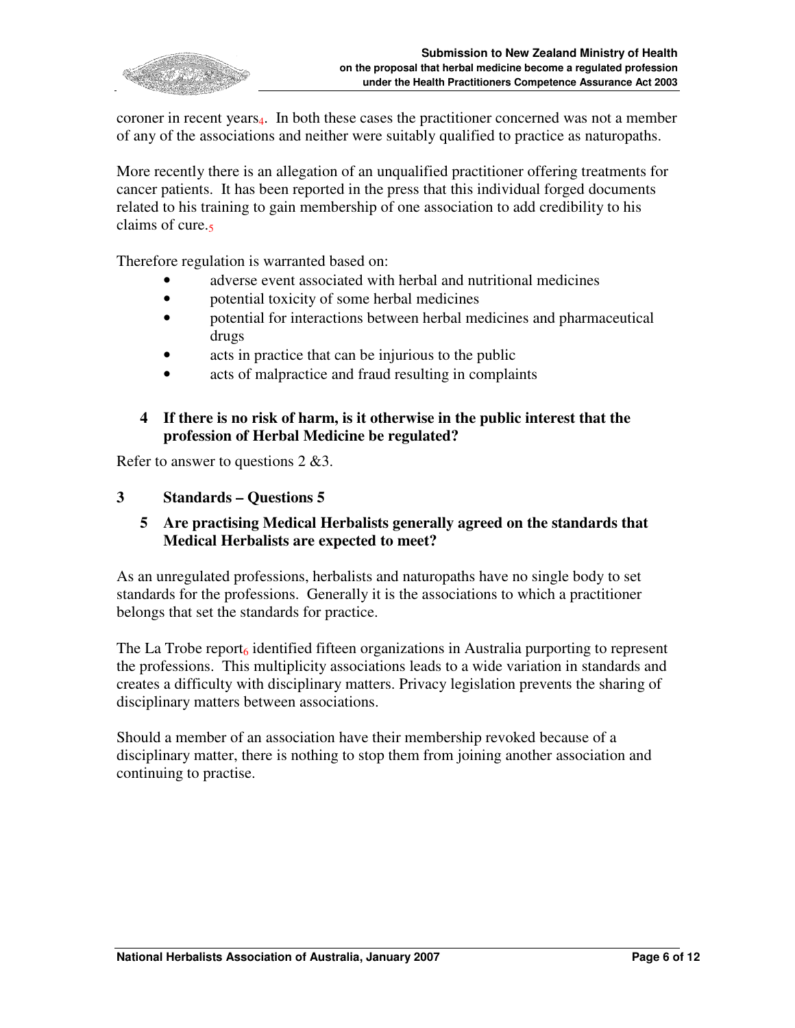coroner in recent years[4]. In both these cases the practitioner concerned was not a member of any of the associations and neither were suitably qualified to practice as naturopaths.

More recently there is an allegation of an unqualified practitioner offering treatments for cancer patients. It has been reported in the press that this individual forged documents related to his training to gain membership of one association to add credibility to his claims of cure.[5]

Therefore regulation is warranted based on:

- adverse event associated with herbal and nutritional medicines
- potential toxicity of some herbal medicines
- potential for interactions between herbal medicines and pharmaceutical drugs
- acts in practice that can be injurious to the public
- acts of malpractice and fraud resulting in complaints

**4 If there is no risk of harm, is it otherwise in the public interest that the profession of Herbal Medicine be regulated?**

Refer to answer to questions 2 &3.

## 3 Standards – Questions 5

**5 Are practising Medical Herbalists generally agreed on the standards that Medical Herbalists are expected to meet?**

As an unregulated professions, herbalists and naturopaths have no single body to set standards for the professions. Generally it is the associations to which a practitioner belongs that set the standards for practice.

The La Trobe report[6] identified fifteen organizations in Australia purporting to represent the professions. This multiplicity associations leads to a wide variation in standards and creates a difficulty with disciplinary matters. Privacy legislation prevents the sharing of disciplinary matters between associations.

Should a member of an association have their membership revoked because of a disciplinary matter, there is nothing to stop them from joining another association and continuing to practise.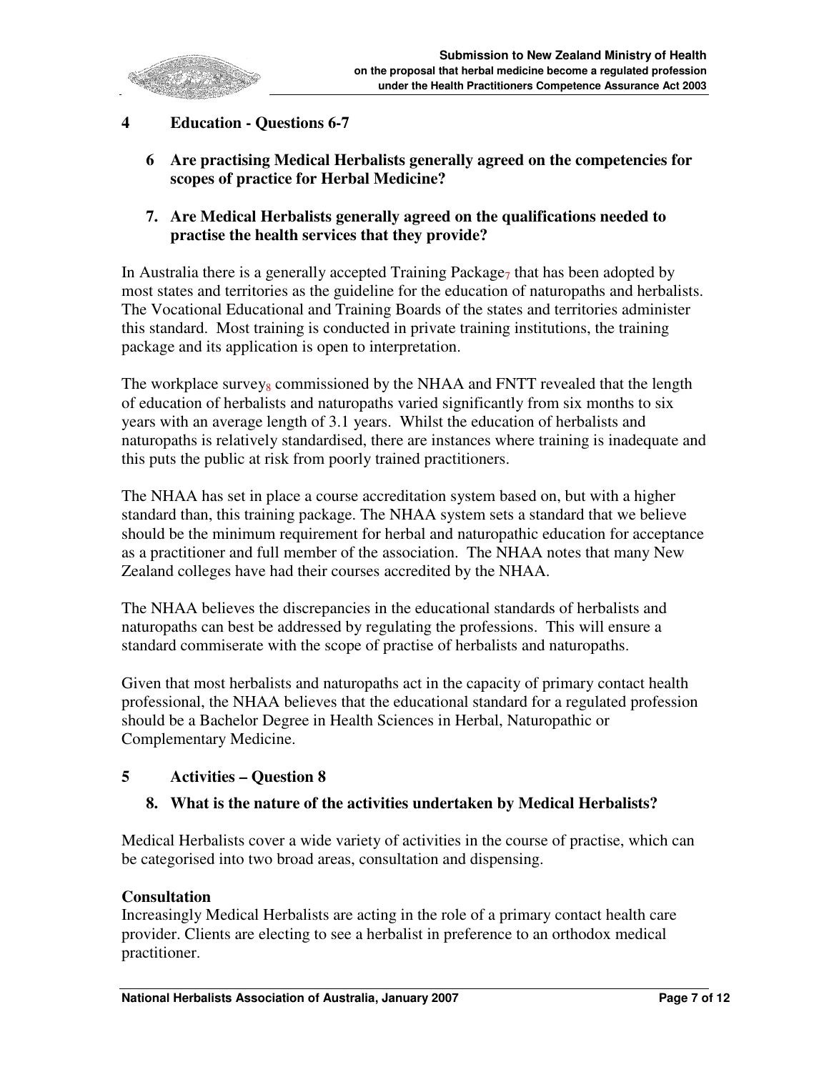## 4 Education - Questions 6-7

### 6 Are practising Medical Herbalists generally agreed on the competencies for scopes of practice for Herbal Medicine?

### 7. Are Medical Herbalists generally agreed on the qualifications needed to practise the health services that they provide?

In Australia there is a generally accepted Training Package[7] that has been adopted by most states and territories as the guideline for the education of naturopaths and herbalists. The Vocational Educational and Training Boards of the states and territories administer this standard. Most training is conducted in private training institutions, the training package and its application is open to interpretation.

The workplace survey[8] commissioned by the NHAA and FNTT revealed that the length of education of herbalists and naturopaths varied significantly from six months to six years with an average length of 3.1 years. Whilst the education of herbalists and naturopaths is relatively standardised, there are instances where training is inadequate and this puts the public at risk from poorly trained practitioners.

The NHAA has set in place a course accreditation system based on, but with a higher standard than, this training package. The NHAA system sets a standard that we believe should be the minimum requirement for herbal and naturopathic education for acceptance as a practitioner and full member of the association. The NHAA notes that many New Zealand colleges have had their courses accredited by the NHAA.

The NHAA believes the discrepancies in the educational standards of herbalists and naturopaths can best be addressed by regulating the professions. This will ensure a standard commiserate with the scope of practise of herbalists and naturopaths.

Given that most herbalists and naturopaths act in the capacity of primary contact health professional, the NHAA believes that the educational standard for a regulated profession should be a Bachelor Degree in Health Sciences in Herbal, Naturopathic or Complementary Medicine.

## 5 Activities – Question 8

### 8. What is the nature of the activities undertaken by Medical Herbalists?

Medical Herbalists cover a wide variety of activities in the course of practise, which can be categorised into two broad areas, consultation and dispensing.

**Consultation**

Increasingly Medical Herbalists are acting in the role of a primary contact health care provider. Clients are electing to see a herbalist in preference to an orthodox medical practitioner.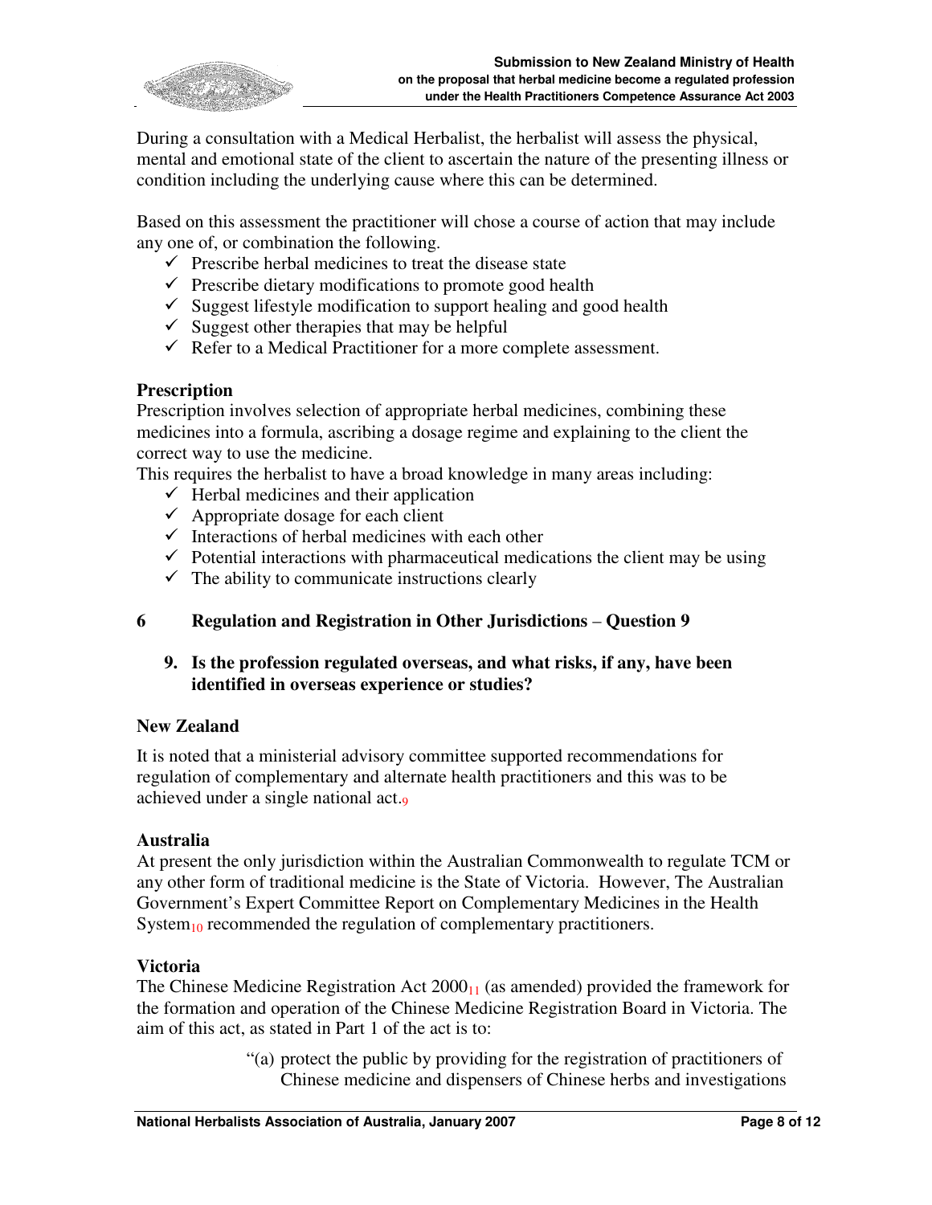During a consultation with a Medical Herbalist, the herbalist will assess the physical, mental and emotional state of the client to ascertain the nature of the presenting illness or condition including the underlying cause where this can be determined.

Based on this assessment the practitioner will chose a course of action that may include any one of, or combination the following.

- ✓ Prescribe herbal medicines to treat the disease state
- ✓ Prescribe dietary modifications to promote good health
- ✓ Suggest lifestyle modification to support healing and good health
- ✓ Suggest other therapies that may be helpful
- ✓ Refer to a Medical Practitioner for a more complete assessment.

**Prescription**

Prescription involves selection of appropriate herbal medicines, combining these medicines into a formula, ascribing a dosage regime and explaining to the client the correct way to use the medicine.

This requires the herbalist to have a broad knowledge in many areas including:

- ✓ Herbal medicines and their application
- ✓ Appropriate dosage for each client
- ✓ Interactions of herbal medicines with each other
- ✓ Potential interactions with pharmaceutical medications the client may be using
- ✓ The ability to communicate instructions clearly

## 6 Regulation and Registration in Other Jurisdictions – Question 9

**9. Is the profession regulated overseas, and what risks, if any, have been identified in overseas experience or studies?**

**New Zealand**

It is noted that a ministerial advisory committee supported recommendations for regulation of complementary and alternate health practitioners and this was to be achieved under a single national act.[9]

**Australia**

At present the only jurisdiction within the Australian Commonwealth to regulate TCM or any other form of traditional medicine is the State of Victoria. However, The Australian Government's Expert Committee Report on Complementary Medicines in the Health System[10] recommended the regulation of complementary practitioners.

**Victoria**

The Chinese Medicine Registration Act 2000[11] (as amended) provided the framework for the formation and operation of the Chinese Medicine Registration Board in Victoria. The aim of this act, as stated in Part 1 of the act is to:

> "(a) protect the public by providing for the registration of practitioners of Chinese medicine and dispensers of Chinese herbs and investigations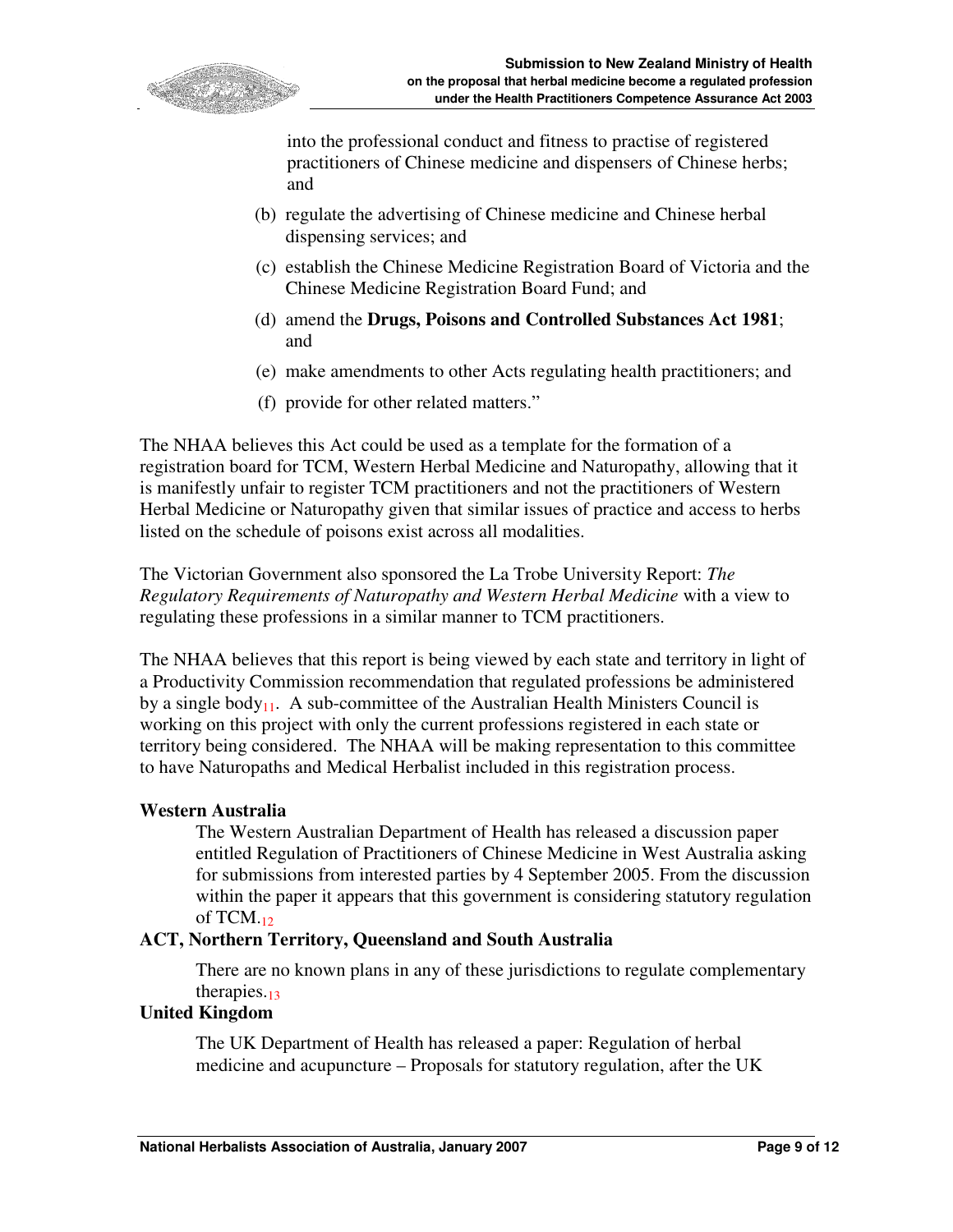into the professional conduct and fitness to practise of registered practitioners of Chinese medicine and dispensers of Chinese herbs; and

(b) regulate the advertising of Chinese medicine and Chinese herbal dispensing services; and

(c) establish the Chinese Medicine Registration Board of Victoria and the Chinese Medicine Registration Board Fund; and

(d) amend the **Drugs, Poisons and Controlled Substances Act 1981**; and

(e) make amendments to other Acts regulating health practitioners; and

(f) provide for other related matters."

The NHAA believes this Act could be used as a template for the formation of a registration board for TCM, Western Herbal Medicine and Naturopathy, allowing that it is manifestly unfair to register TCM practitioners and not the practitioners of Western Herbal Medicine or Naturopathy given that similar issues of practice and access to herbs listed on the schedule of poisons exist across all modalities.

The Victorian Government also sponsored the La Trobe University Report: *The Regulatory Requirements of Naturopathy and Western Herbal Medicine* with a view to regulating these professions in a similar manner to TCM practitioners.

The NHAA believes that this report is being viewed by each state and territory in light of a Productivity Commission recommendation that regulated professions be administered by a single body[11]. A sub-committee of the Australian Health Ministers Council is working on this project with only the current professions registered in each state or territory being considered. The NHAA will be making representation to this committee to have Naturopaths and Medical Herbalist included in this registration process.

**Western Australia**

The Western Australian Department of Health has released a discussion paper entitled Regulation of Practitioners of Chinese Medicine in West Australia asking for submissions from interested parties by 4 September 2005. From the discussion within the paper it appears that this government is considering statutory regulation of TCM.[12]

**ACT, Northern Territory, Queensland and South Australia**

There are no known plans in any of these jurisdictions to regulate complementary therapies.[13]

**United Kingdom**

The UK Department of Health has released a paper: Regulation of herbal medicine and acupuncture – Proposals for statutory regulation, after the UK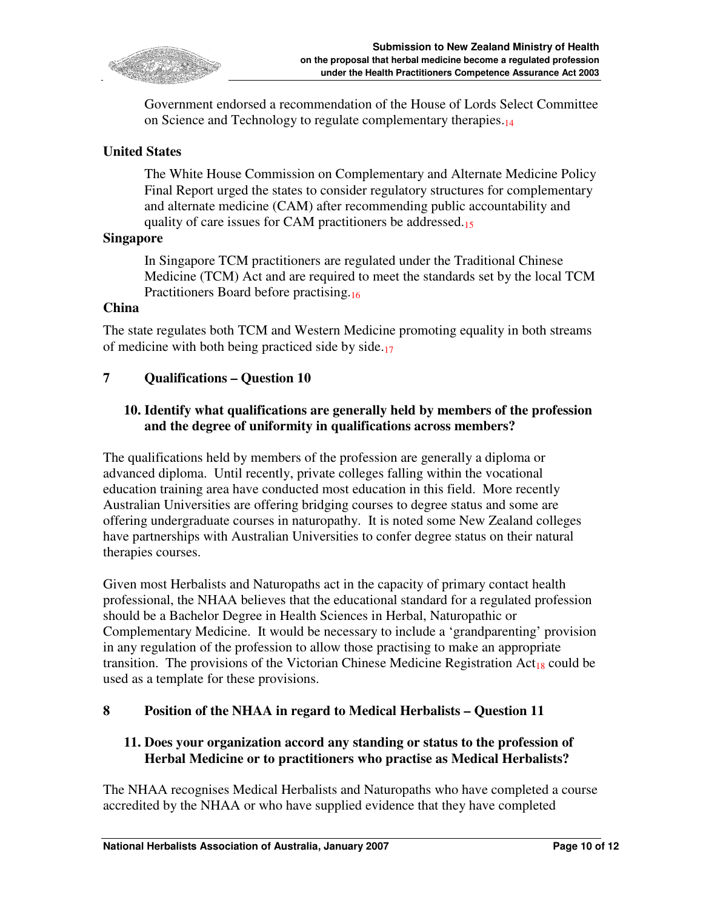Government endorsed a recommendation of the House of Lords Select Committee on Science and Technology to regulate complementary therapies.[14]

**United States**

The White House Commission on Complementary and Alternate Medicine Policy Final Report urged the states to consider regulatory structures for complementary and alternate medicine (CAM) after recommending public accountability and quality of care issues for CAM practitioners be addressed.[15]

**Singapore**

In Singapore TCM practitioners are regulated under the Traditional Chinese Medicine (TCM) Act and are required to meet the standards set by the local TCM Practitioners Board before practising.[16]

**China**

The state regulates both TCM and Western Medicine promoting equality in both streams of medicine with both being practiced side by side.[17]

## 7 Qualifications – Question 10

**10. Identify what qualifications are generally held by members of the profession and the degree of uniformity in qualifications across members?**

The qualifications held by members of the profession are generally a diploma or advanced diploma. Until recently, private colleges falling within the vocational education training area have conducted most education in this field. More recently Australian Universities are offering bridging courses to degree status and some are offering undergraduate courses in naturopathy. It is noted some New Zealand colleges have partnerships with Australian Universities to confer degree status on their natural therapies courses.

Given most Herbalists and Naturopaths act in the capacity of primary contact health professional, the NHAA believes that the educational standard for a regulated profession should be a Bachelor Degree in Health Sciences in Herbal, Naturopathic or Complementary Medicine. It would be necessary to include a 'grandparenting' provision in any regulation of the profession to allow those practising to make an appropriate transition. The provisions of the Victorian Chinese Medicine Registration Act[18] could be used as a template for these provisions.

## 8 Position of the NHAA in regard to Medical Herbalists – Question 11

**11. Does your organization accord any standing or status to the profession of Herbal Medicine or to practitioners who practise as Medical Herbalists?**

The NHAA recognises Medical Herbalists and Naturopaths who have completed a course accredited by the NHAA or who have supplied evidence that they have completed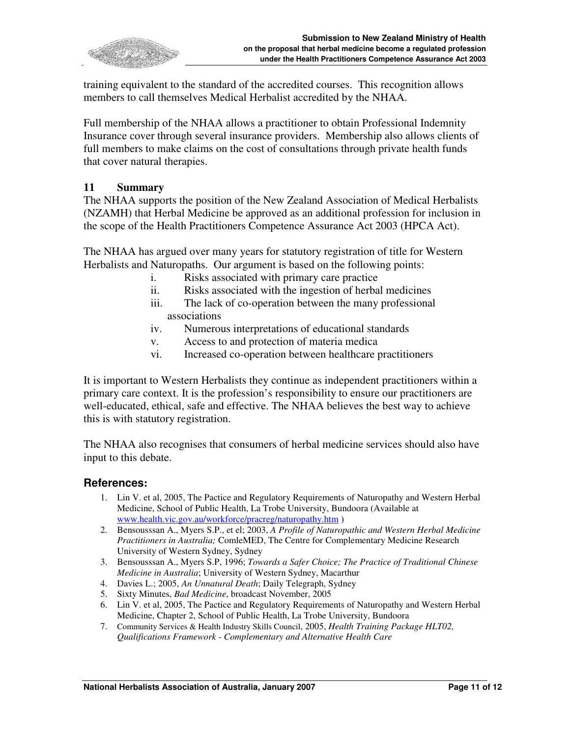training equivalent to the standard of the accredited courses. This recognition allows members to call themselves Medical Herbalist accredited by the NHAA.

Full membership of the NHAA allows a practitioner to obtain Professional Indemnity Insurance cover through several insurance providers. Membership also allows clients of full members to make claims on the cost of consultations through private health funds that cover natural therapies.

## 11 Summary

The NHAA supports the position of the New Zealand Association of Medical Herbalists (NZAMH) that Herbal Medicine be approved as an additional profession for inclusion in the scope of the Health Practitioners Competence Assurance Act 2003 (HPCA Act).

The NHAA has argued over many years for statutory registration of title for Western Herbalists and Naturopaths. Our argument is based on the following points:

i. Risks associated with primary care practice
ii. Risks associated with the ingestion of herbal medicines
iii. The lack of co-operation between the many professional associations
iv. Numerous interpretations of educational standards
v. Access to and protection of materia medica
vi. Increased co-operation between healthcare practitioners

It is important to Western Herbalists they continue as independent practitioners within a primary care context. It is the profession's responsibility to ensure our practitioners are well-educated, ethical, safe and effective. The NHAA believes the best way to achieve this is with statutory registration.

The NHAA also recognises that consumers of herbal medicine services should also have input to this debate.

## References:

1. Lin V. et al, 2005, The Pactice and Regulatory Requirements of Naturopathy and Western Herbal Medicine, School of Public Health, La Trobe University, Bundoora (Available at www.health.vic.gov.au/workforce/pracreg/naturopathy.htm )
2. Bensousssan A., Myers S.P., et el; 2003, *A Profile of Naturopathic and Western Herbal Medicine Practitioners in Australia;* ComleMED, The Centre for Complementary Medicine Research University of Western Sydney, Sydney
3. Bensousssan A., Myers S.P, 1996; *Towards a Safer Choice; The Practice of Traditional Chinese Medicine in Australia*; University of Western Sydney, Macarthur
4. Davies L.; 2005, *An Unnatural Death*; Daily Telegraph, Sydney
5. Sixty Minutes, *Bad Medicine*, broadcast November, 2005
6. Lin V. et al, 2005, The Pactice and Regulatory Requirements of Naturopathy and Western Herbal Medicine, Chapter 2, School of Public Health, La Trobe University, Bundoora
7. Community Services & Health Industry Skills Council, 2005, *Health Training Package HLT02, Qualifications Framework - Complementary and Alternative Health Care*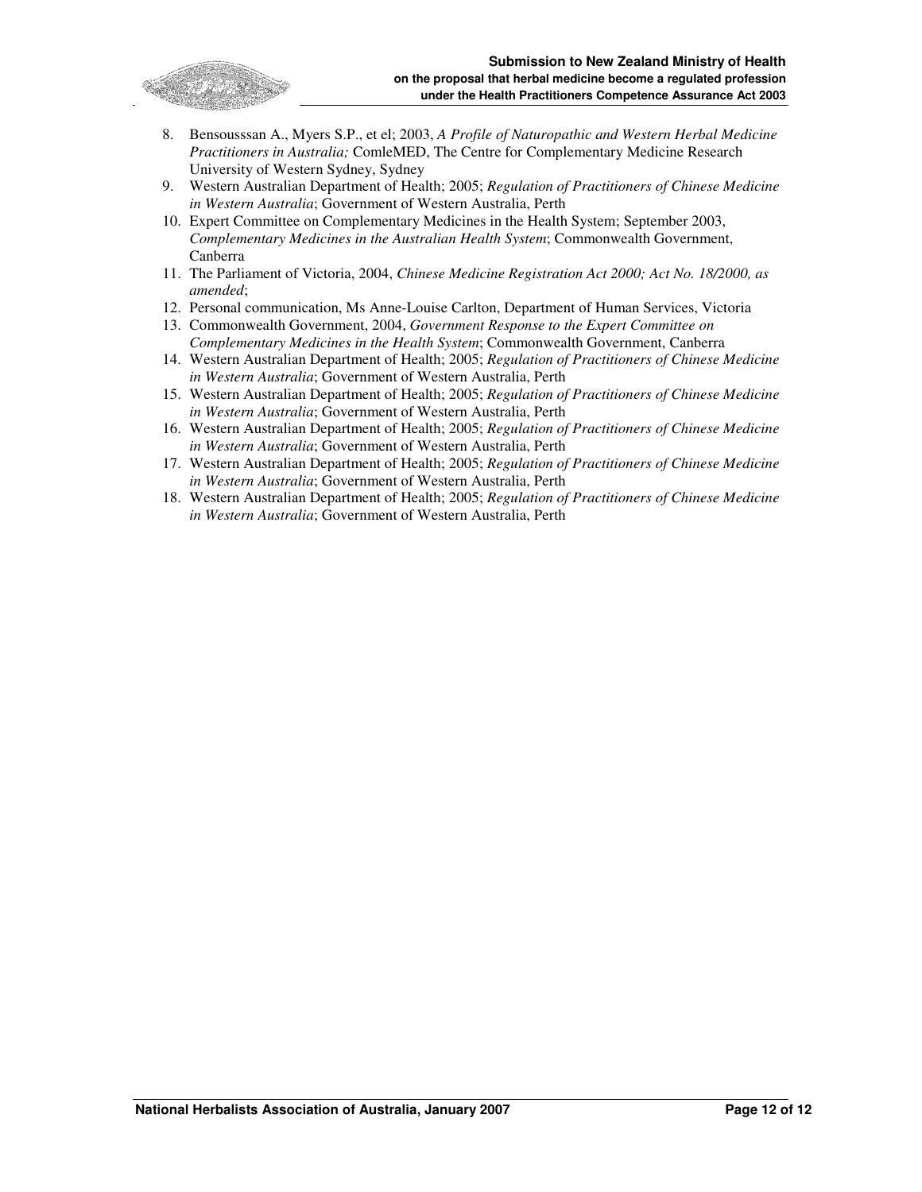8. Bensousssan A., Myers S.P., et el; 2003, *A Profile of Naturopathic and Western Herbal Medicine Practitioners in Australia;* ComleMED, The Centre for Complementary Medicine Research University of Western Sydney, Sydney
9. Western Australian Department of Health; 2005; *Regulation of Practitioners of Chinese Medicine in Western Australia*; Government of Western Australia, Perth
10. Expert Committee on Complementary Medicines in the Health System; September 2003, *Complementary Medicines in the Australian Health System*; Commonwealth Government, Canberra
11. The Parliament of Victoria, 2004, *Chinese Medicine Registration Act 2000; Act No. 18/2000, as amended*;
12. Personal communication, Ms Anne-Louise Carlton, Department of Human Services, Victoria
13. Commonwealth Government, 2004, *Government Response to the Expert Committee on Complementary Medicines in the Health System*; Commonwealth Government, Canberra
14. Western Australian Department of Health; 2005; *Regulation of Practitioners of Chinese Medicine in Western Australia*; Government of Western Australia, Perth
15. Western Australian Department of Health; 2005; *Regulation of Practitioners of Chinese Medicine in Western Australia*; Government of Western Australia, Perth
16. Western Australian Department of Health; 2005; *Regulation of Practitioners of Chinese Medicine in Western Australia*; Government of Western Australia, Perth
17. Western Australian Department of Health; 2005; *Regulation of Practitioners of Chinese Medicine in Western Australia*; Government of Western Australia, Perth
18. Western Australian Department of Health; 2005; *Regulation of Practitioners of Chinese Medicine in Western Australia*; Government of Western Australia, Perth